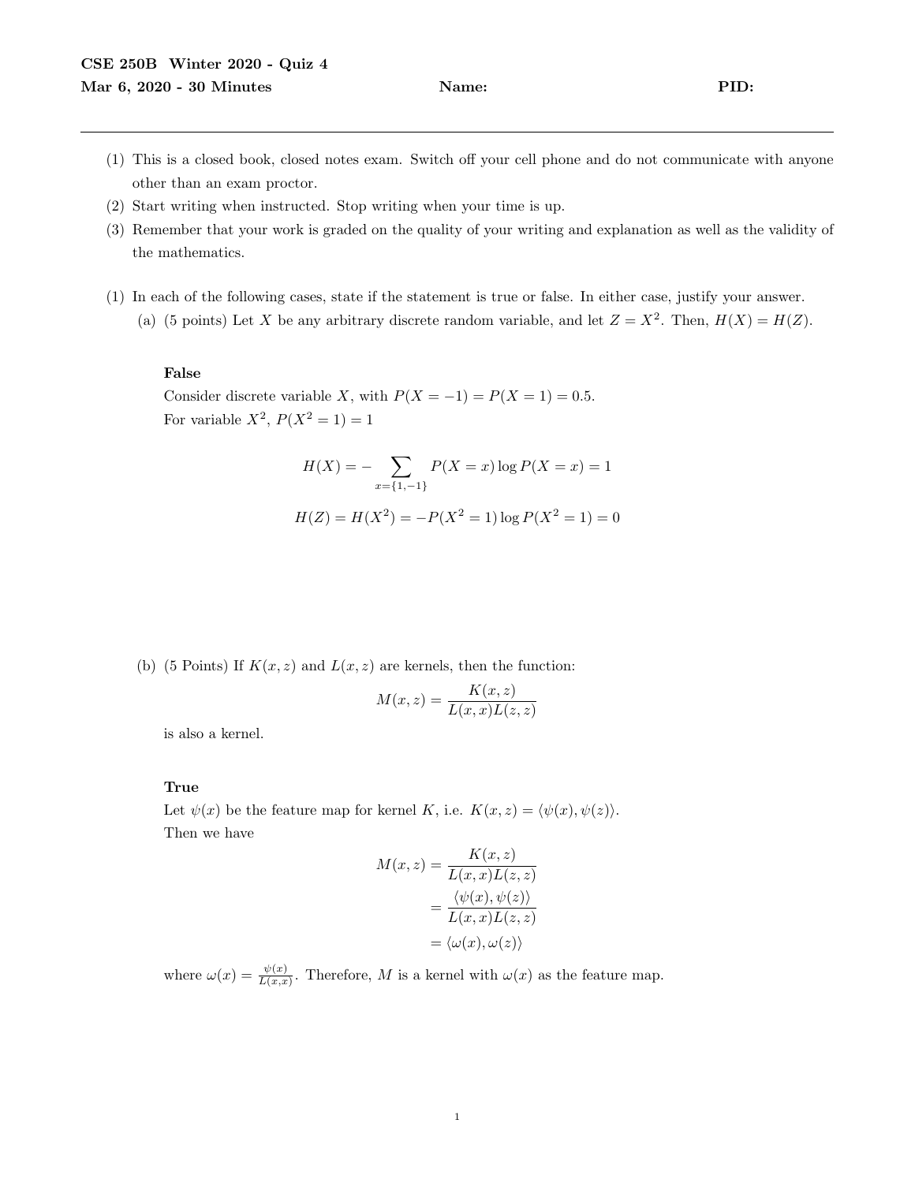**CSE 250B Winter 2020 - Quiz 4**

**Mar 6, 2020 - 30 Minutes** **Name:** **PID:**

---

(1) This is a closed book, closed notes exam. Switch off your cell phone and do not communicate with anyone other than an exam proctor.

(2) Start writing when instructed. Stop writing when your time is up.

(3) Remember that your work is graded on the quality of your writing and explanation as well as the validity of the mathematics.

(1) In each of the following cases, state if the statement is true or false. In either case, justify your answer.

(a) (5 points) Let $X$ be any arbitrary discrete random variable, and let $Z = X^2$. Then, $H(X) = H(Z)$.

**False**

Consider discrete variable $X$, with $P(X = -1) = P(X = 1) = 0.5$.
For variable $X^2$, $P(X^2 = 1) = 1$

$$H(X) = -\sum_{x=\{1,-1\}} P(X = x) \log P(X = x) = 1$$

$$H(Z) = H(X^2) = -P(X^2 = 1) \log P(X^2 = 1) = 0$$

(b) (5 Points) If $K(x, z)$ and $L(x, z)$ are kernels, then the function:

$$M(x, z) = \frac{K(x, z)}{L(x, x)L(z, z)}$$

is also a kernel.

**True**

Let $\psi(x)$ be the feature map for kernel $K$, i.e. $K(x, z) = \langle \psi(x), \psi(z) \rangle$.
Then we have

$$\begin{aligned}
M(x, z) &= \frac{K(x, z)}{L(x, x)L(z, z)} \\
&= \frac{\langle \psi(x), \psi(z) \rangle}{L(x, x)L(z, z)} \\
&= \langle \omega(x), \omega(z) \rangle
\end{aligned}$$

where $\omega(x) = \frac{\psi(x)}{L(x,x)}$. Therefore, $M$ is a kernel with $\omega(x)$ as the feature map.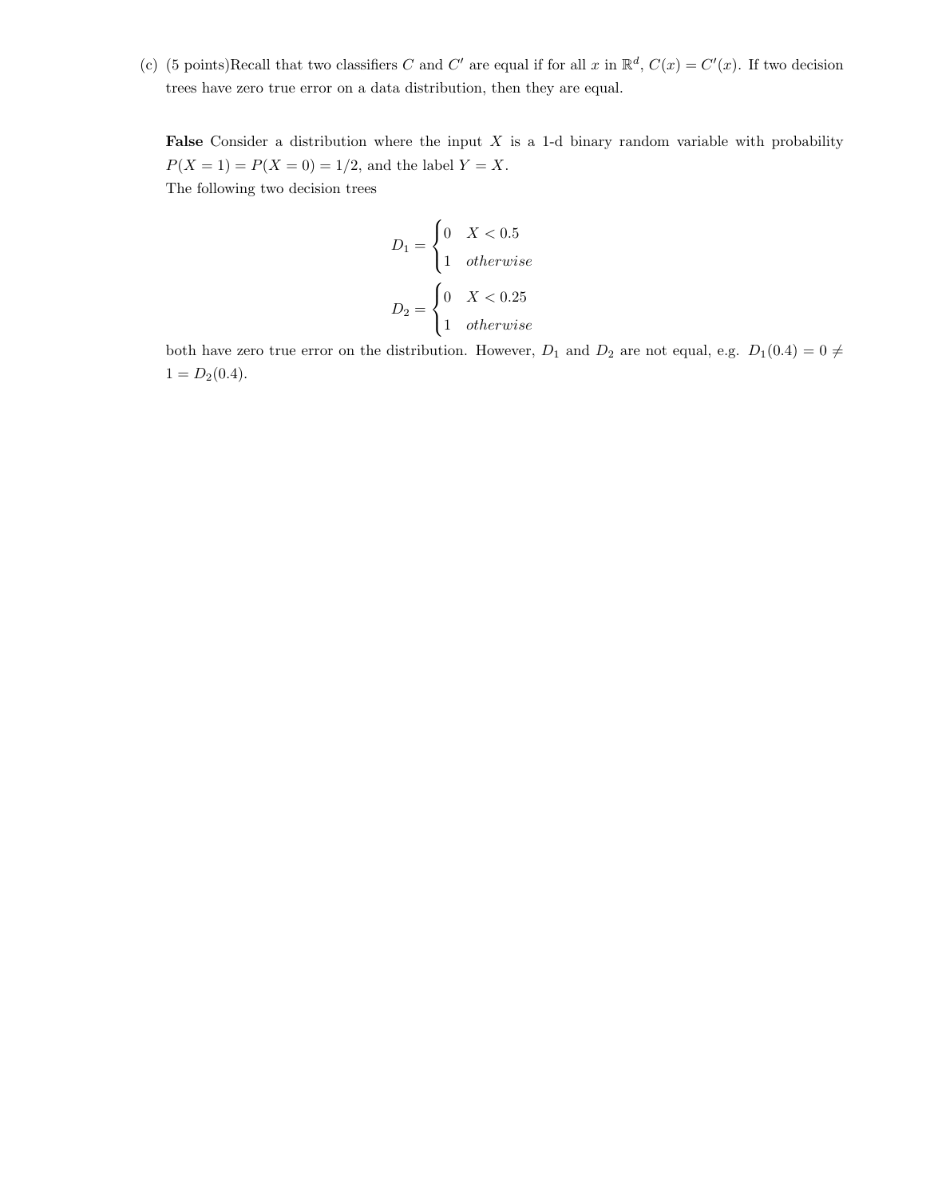(c) (5 points)Recall that two classifiers $C$ and $C'$ are equal if for all $x$ in $\mathbb{R}^d$, $C(x) = C'(x)$. If two decision trees have zero true error on a data distribution, then they are equal.

**False** Consider a distribution where the input $X$ is a 1-d binary random variable with probability $P(X = 1) = P(X = 0) = 1/2$, and the label $Y = X$.
The following two decision trees

$$D_1 = \begin{cases} 0 & X < 0.5 \\ 1 & otherwise \end{cases}$$

$$D_2 = \begin{cases} 0 & X < 0.25 \\ 1 & otherwise \end{cases}$$

both have zero true error on the distribution. However, $D_1$ and $D_2$ are not equal, e.g. $D_1(0.4) = 0 \neq 1 = D_2(0.4)$.